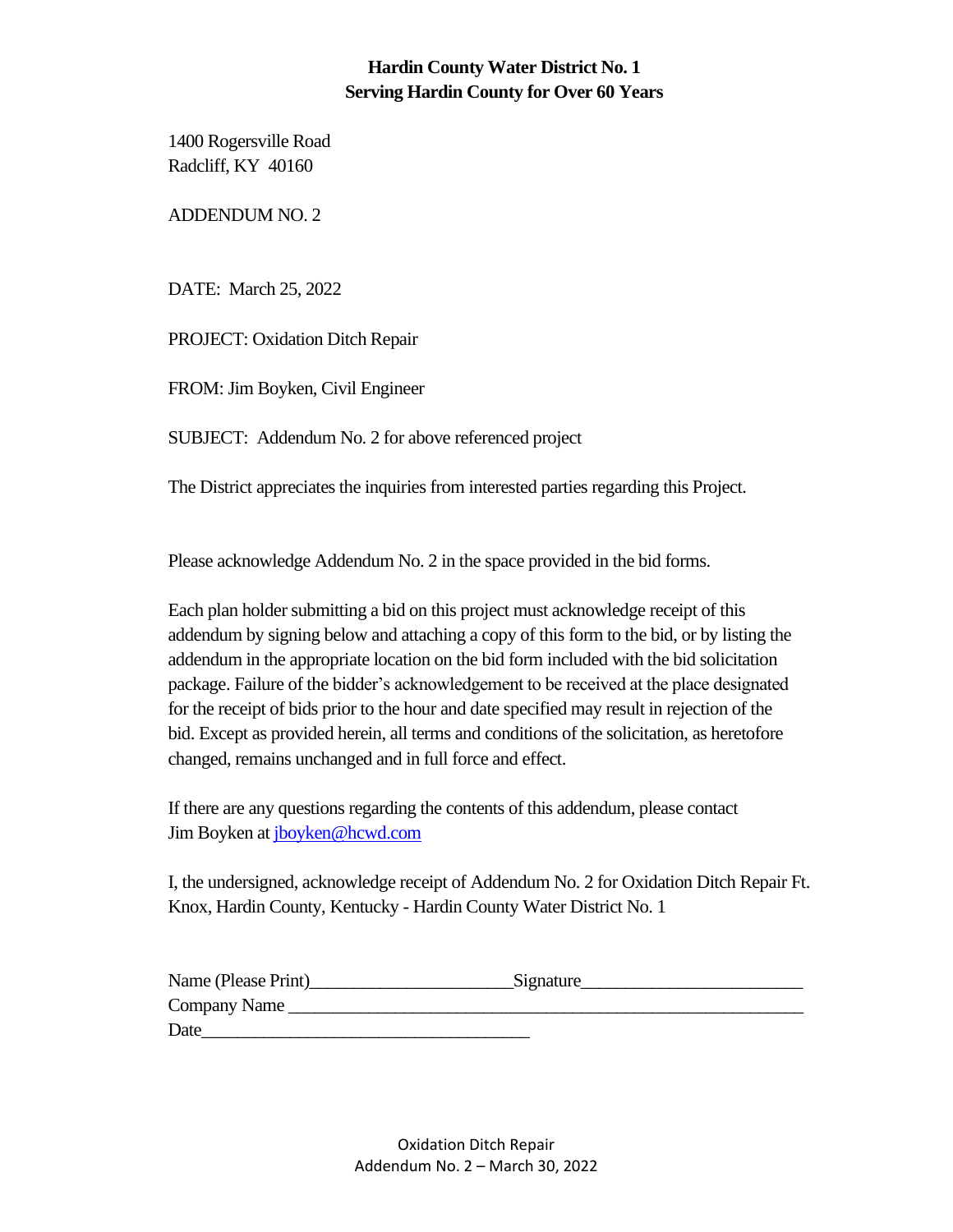**Hardin County Water District No. 1**
**Serving Hardin County for Over 60 Years**

1400 Rogersville Road
Radcliff, KY 40160

ADDENDUM NO. 2

DATE: March 25, 2022

PROJECT: Oxidation Ditch Repair

FROM: Jim Boyken, Civil Engineer

SUBJECT: Addendum No. 2 for above referenced project

The District appreciates the inquiries from interested parties regarding this Project.

Please acknowledge Addendum No. 2 in the space provided in the bid forms.

Each plan holder submitting a bid on this project must acknowledge receipt of this addendum by signing below and attaching a copy of this form to the bid, or by listing the addendum in the appropriate location on the bid form included with the bid solicitation package. Failure of the bidder's acknowledgement to be received at the place designated for the receipt of bids prior to the hour and date specified may result in rejection of the bid. Except as provided herein, all terms and conditions of the solicitation, as heretofore changed, remains unchanged and in full force and effect.

If there are any questions regarding the contents of this addendum, please contact Jim Boyken at jboyken@hcwd.com

I, the undersigned, acknowledge receipt of Addendum No. 2 for Oxidation Ditch Repair Ft. Knox, Hardin County, Kentucky - Hardin County Water District No. 1

Name (Please Print)______________________Signature________________________
Company Name ___________________________________________________________
Date____________________________________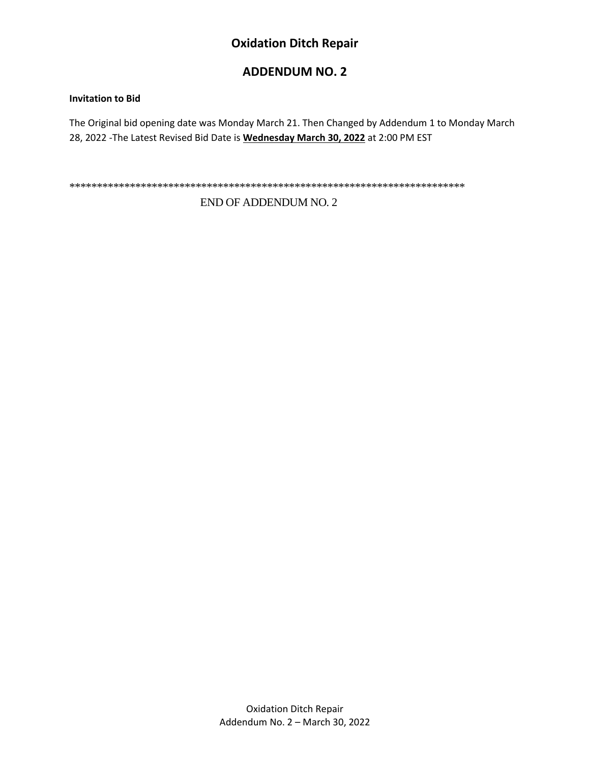# Oxidation Ditch Repair

## ADDENDUM NO. 2

**Invitation to Bid**

The Original bid opening date was Monday March 21. Then Changed by Addendum 1 to Monday March 28, 2022 -The Latest Revised Bid Date is **Wednesday March 30, 2022** at 2:00 PM EST

************************************************************************

END OF ADDENDUM NO. 2